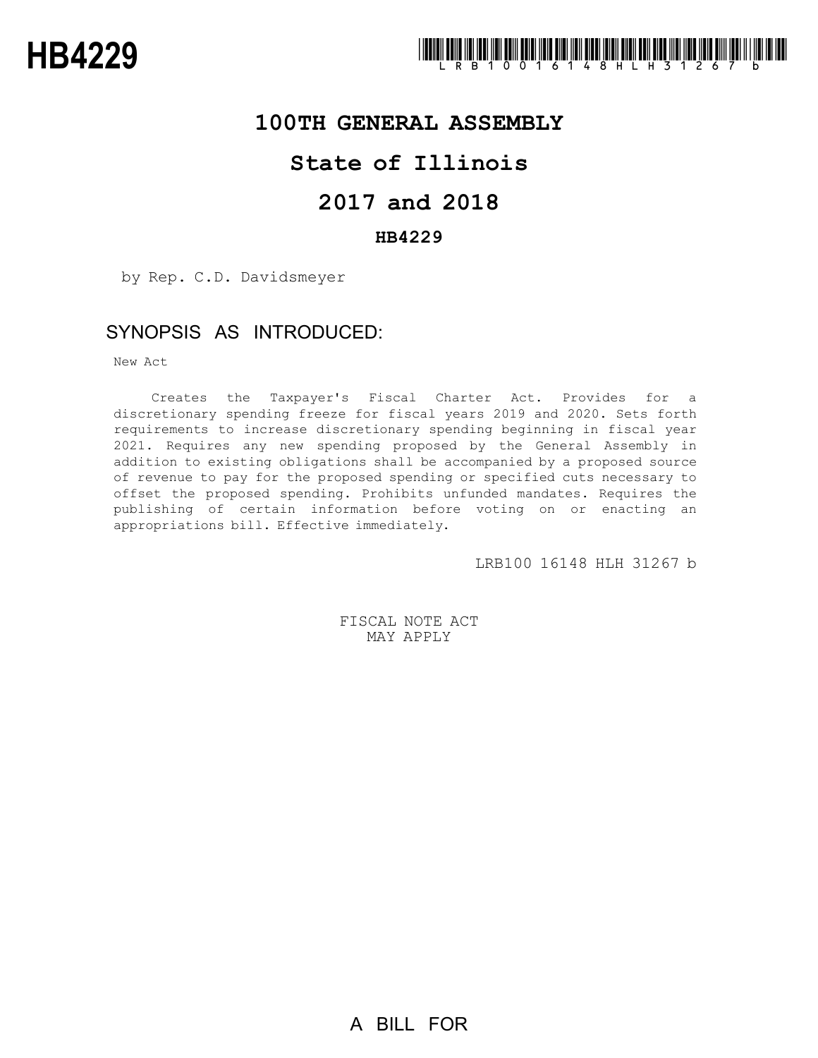# HB4229

LRB100 16148 HLH 31267 b

## 100TH GENERAL ASSEMBLY

## State of Illinois

## 2017 and 2018

### HB4229

by Rep. C.D. Davidsmeyer

### SYNOPSIS AS INTRODUCED:

New Act

Creates the Taxpayer's Fiscal Charter Act. Provides for a discretionary spending freeze for fiscal years 2019 and 2020. Sets forth requirements to increase discretionary spending beginning in fiscal year 2021. Requires any new spending proposed by the General Assembly in addition to existing obligations shall be accompanied by a proposed source of revenue to pay for the proposed spending or specified cuts necessary to offset the proposed spending. Prohibits unfunded mandates. Requires the publishing of certain information before voting on or enacting an appropriations bill. Effective immediately.

LRB100 16148 HLH 31267 b

FISCAL NOTE ACT
MAY APPLY

A BILL FOR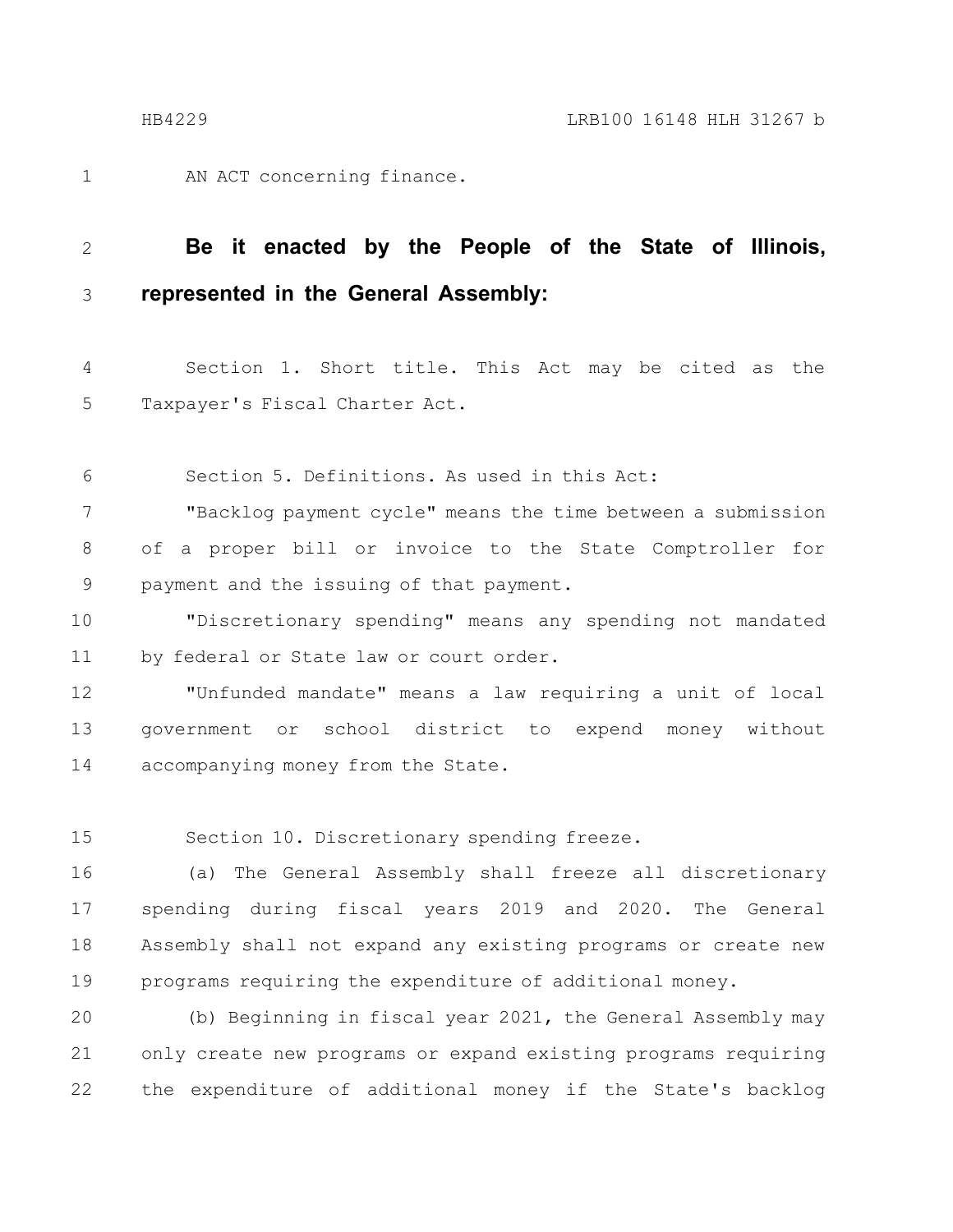AN ACT concerning finance.

**Be it enacted by the People of the State of Illinois, represented in the General Assembly:**

Section 1. Short title. This Act may be cited as the Taxpayer's Fiscal Charter Act.

Section 5. Definitions. As used in this Act:

"Backlog payment cycle" means the time between a submission of a proper bill or invoice to the State Comptroller for payment and the issuing of that payment.

"Discretionary spending" means any spending not mandated by federal or State law or court order.

"Unfunded mandate" means a law requiring a unit of local government or school district to expend money without accompanying money from the State.

Section 10. Discretionary spending freeze.

(a) The General Assembly shall freeze all discretionary spending during fiscal years 2019 and 2020. The General Assembly shall not expand any existing programs or create new programs requiring the expenditure of additional money.

(b) Beginning in fiscal year 2021, the General Assembly may only create new programs or expand existing programs requiring the expenditure of additional money if the State's backlog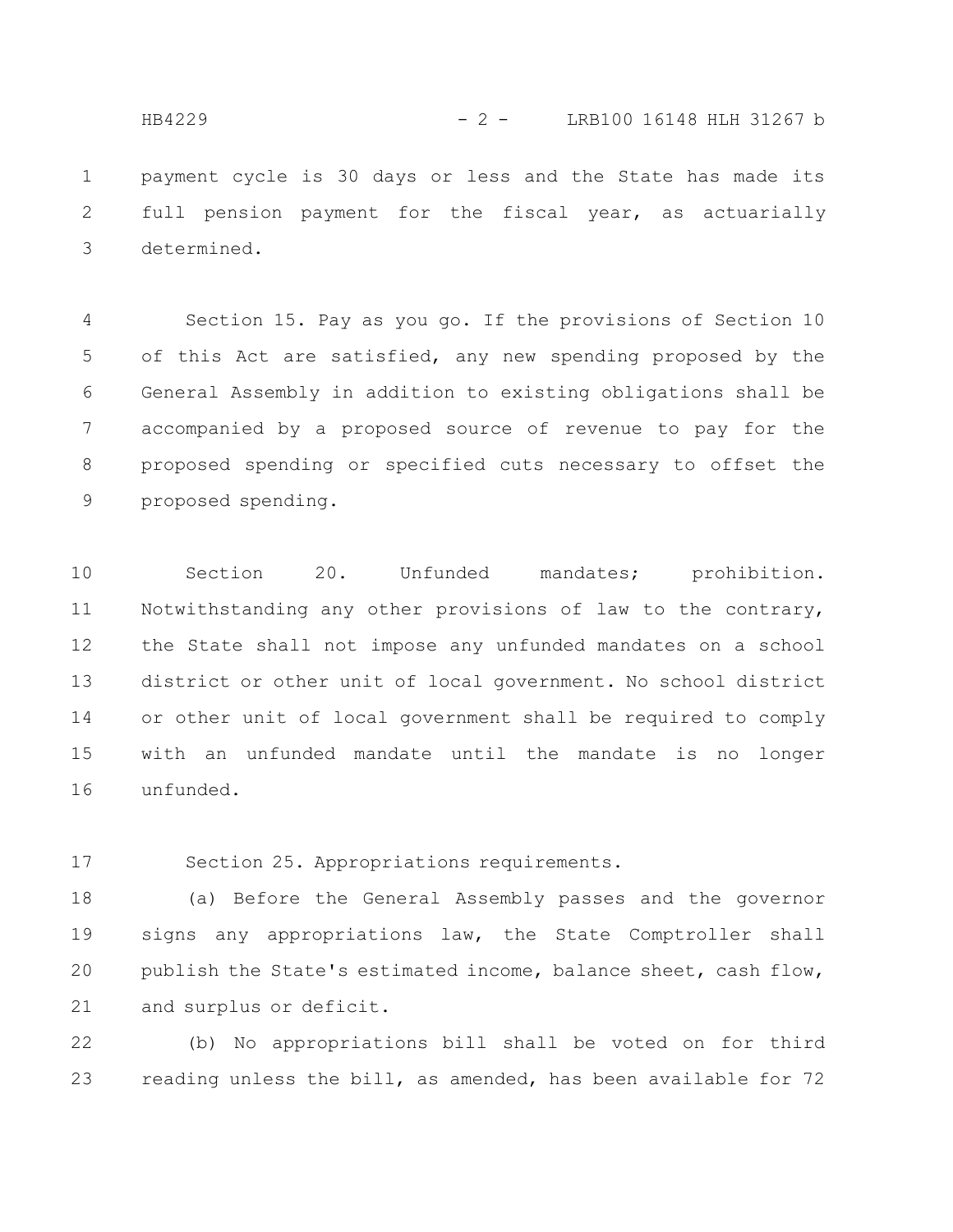payment cycle is 30 days or less and the State has made its full pension payment for the fiscal year, as actuarially determined.

Section 15. Pay as you go. If the provisions of Section 10 of this Act are satisfied, any new spending proposed by the General Assembly in addition to existing obligations shall be accompanied by a proposed source of revenue to pay for the proposed spending or specified cuts necessary to offset the proposed spending.

Section 20. Unfunded mandates; prohibition. Notwithstanding any other provisions of law to the contrary, the State shall not impose any unfunded mandates on a school district or other unit of local government. No school district or other unit of local government shall be required to comply with an unfunded mandate until the mandate is no longer unfunded.

Section 25. Appropriations requirements.

(a) Before the General Assembly passes and the governor signs any appropriations law, the State Comptroller shall publish the State's estimated income, balance sheet, cash flow, and surplus or deficit.

(b) No appropriations bill shall be voted on for third reading unless the bill, as amended, has been available for 72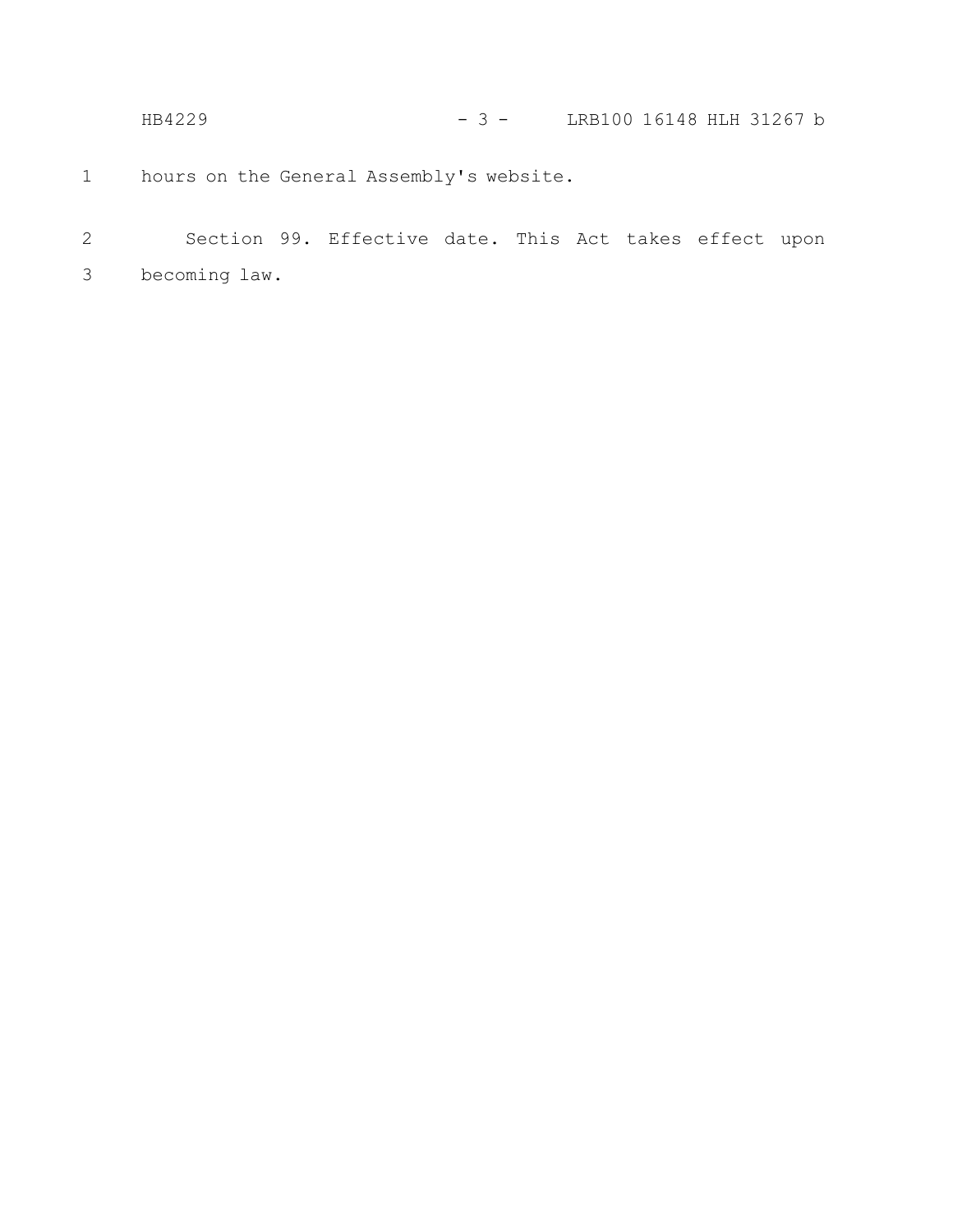hours on the General Assembly's website.

Section 99. Effective date. This Act takes effect upon becoming law.